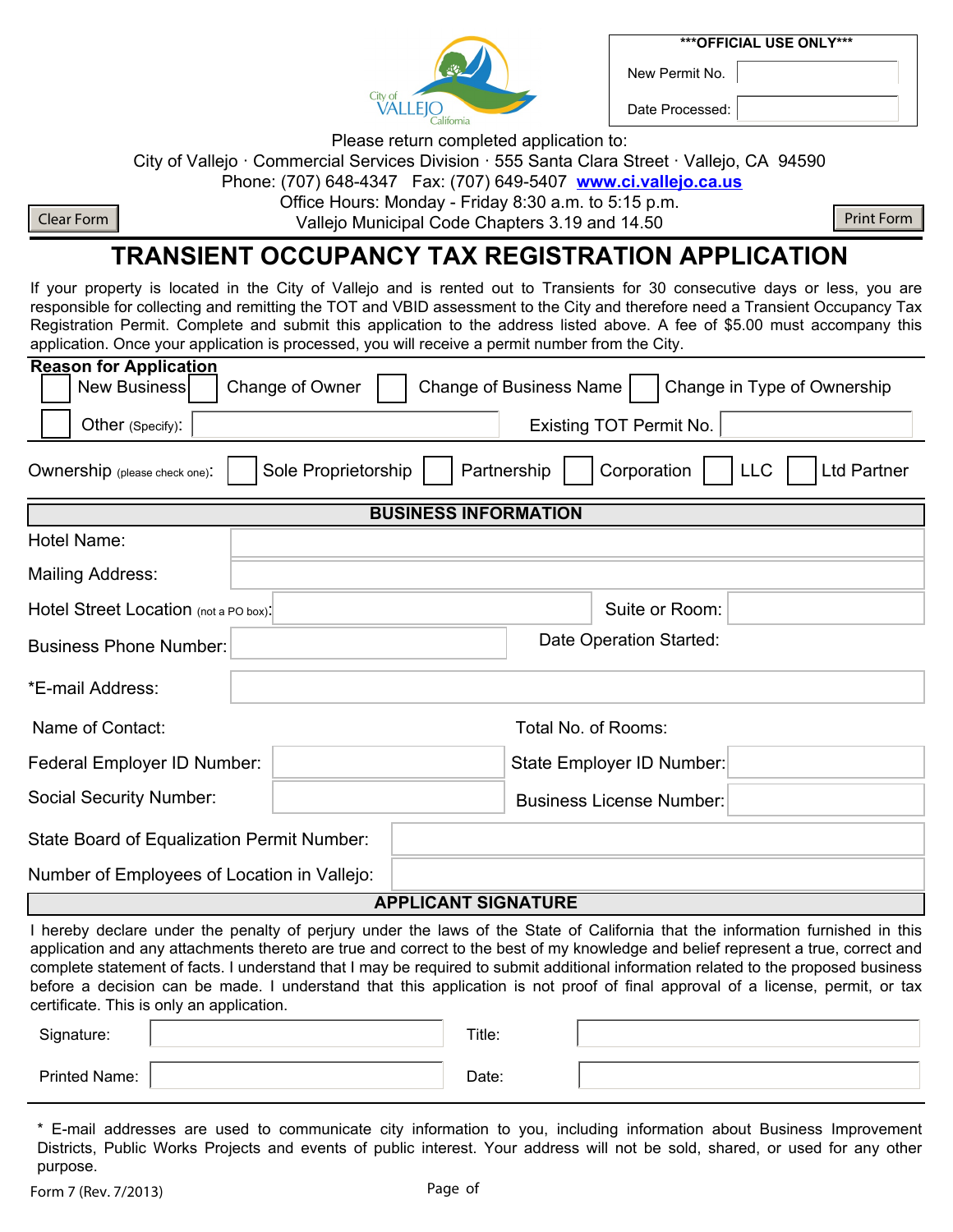***OFFICIAL USE ONLY***

New Permit No.

Date Processed:

Please return completed application to:
City of Vallejo · Commercial Services Division · 555 Santa Clara Street · Vallejo, CA 94590
Phone: (707) 648-4347 Fax: (707) 649-5407 www.ci.vallejo.ca.us
Office Hours: Monday - Friday 8:30 a.m. to 5:15 p.m.
Vallejo Municipal Code Chapters 3.19 and 14.50

Clear Form

Print Form

# TRANSIENT OCCUPANCY TAX REGISTRATION APPLICATION

If your property is located in the City of Vallejo and is rented out to Transients for 30 consecutive days or less, you are responsible for collecting and remitting the TOT and VBID assessment to the City and therefore need a Transient Occupancy Tax Registration Permit. Complete and submit this application to the address listed above. A fee of $5.00 must accompany this application. Once your application is processed, you will receive a permit number from the City.

**Reason for Application**

☐ New Business ☐ Change of Owner ☐ Change of Business Name ☐ Change in Type of Ownership

☐ Other (Specify): \_\_\_\_\_\_\_\_ Existing TOT Permit No. \_\_\_\_\_\_\_\_

Ownership (please check one): ☐ Sole Proprietorship ☐ Partnership ☐ Corporation ☐ LLC ☐ Ltd Partner

## BUSINESS INFORMATION

Hotel Name:

Mailing Address:

Hotel Street Location (not a PO box): Suite or Room:

Business Phone Number: Date Operation Started:

*E-mail Address:

Name of Contact: Total No. of Rooms:

Federal Employer ID Number: State Employer ID Number:

Social Security Number: Business License Number:

State Board of Equalization Permit Number:

Number of Employees of Location in Vallejo:

## APPLICANT SIGNATURE

I hereby declare under the penalty of perjury under the laws of the State of California that the information furnished in this application and any attachments thereto are true and correct to the best of my knowledge and belief represent a true, correct and complete statement of facts. I understand that I may be required to submit additional information related to the proposed business before a decision can be made. I understand that this application is not proof of final approval of a license, permit, or tax certificate. This is only an application.

Signature: Title:

Printed Name: Date:

* E-mail addresses are used to communicate city information to you, including information about Business Improvement Districts, Public Works Projects and events of public interest. Your address will not be sold, shared, or used for any other purpose.

Form 7 (Rev. 7/2013)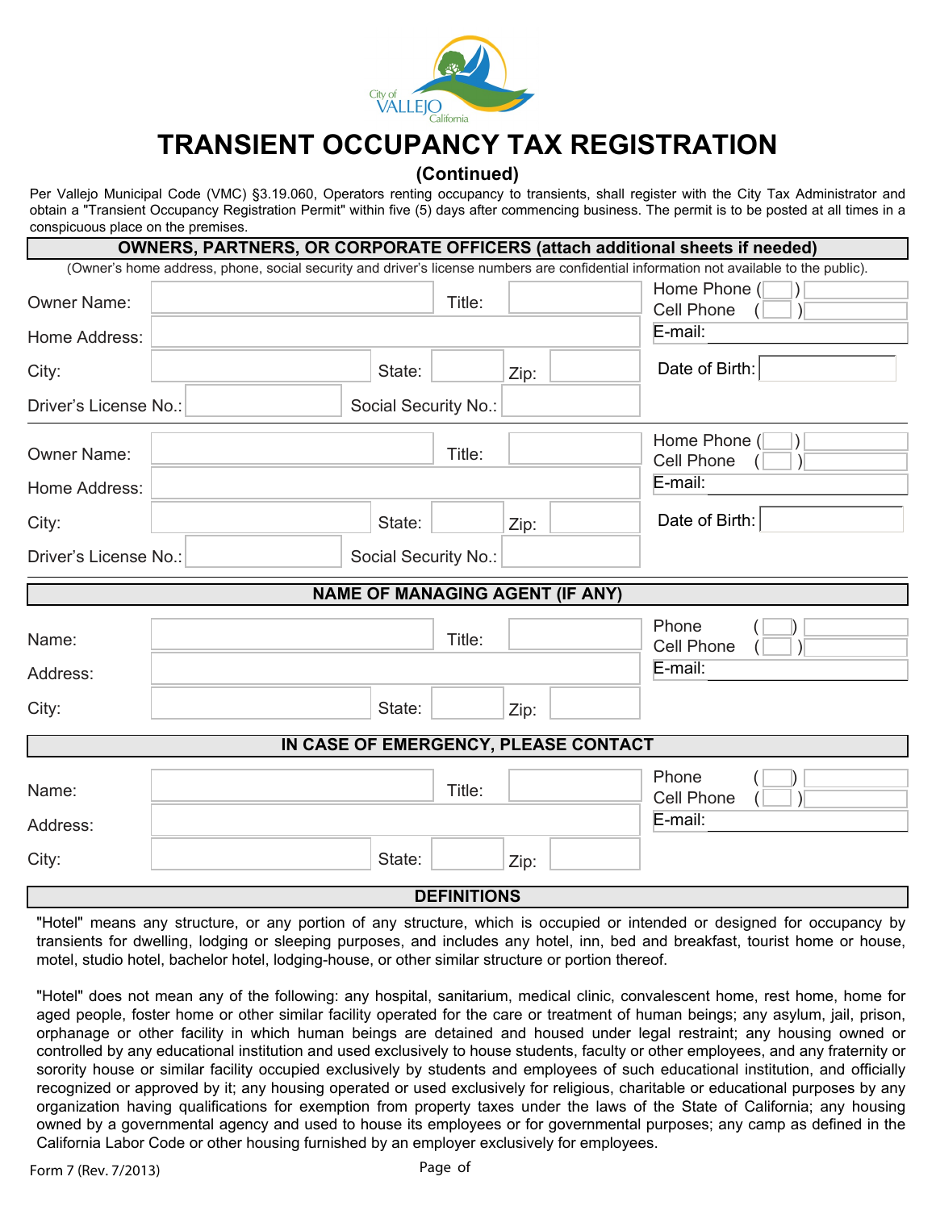City of VALLEJO California

# TRANSIENT OCCUPANCY TAX REGISTRATION

## (Continued)

Per Vallejo Municipal Code (VMC) §3.19.060, Operators renting occupancy to transients, shall register with the City Tax Administrator and obtain a "Transient Occupancy Registration Permit" within five (5) days after commencing business. The permit is to be posted at all times in a conspicuous place on the premises.

## OWNERS, PARTNERS, OR CORPORATE OFFICERS (attach additional sheets if needed)

(Owner's home address, phone, social security and driver's license numbers are confidential information not available to the public).

Owner Name: ____________ Title: ____________ Home Phone ( ) ____________ Cell Phone ( ) ____________

Home Address: ____________ E-mail: ____________

City: ____________ State: ____ Zip: ____ Date of Birth: ____________

Driver's License No.: ____________ Social Security No.: ____________

Owner Name: ____________ Title: ____________ Home Phone ( ) ____________ Cell Phone ( ) ____________

Home Address: ____________ E-mail: ____________

City: ____________ State: ____ Zip: ____ Date of Birth: ____________

Driver's License No.: ____________ Social Security No.: ____________

## NAME OF MANAGING AGENT (IF ANY)

Name: ____________ Title: ____________ Phone ( ) ____________ Cell Phone ( ) ____________

Address: ____________ E-mail: ____________

City: ____________ State: ____ Zip: ____

## IN CASE OF EMERGENCY, PLEASE CONTACT

Name: ____________ Title: ____________ Phone ( ) ____________ Cell Phone ( ) ____________

Address: ____________ E-mail: ____________

City: ____________ State: ____ Zip: ____

## DEFINITIONS

"Hotel" means any structure, or any portion of any structure, which is occupied or intended or designed for occupancy by transients for dwelling, lodging or sleeping purposes, and includes any hotel, inn, bed and breakfast, tourist home or house, motel, studio hotel, bachelor hotel, lodging-house, or other similar structure or portion thereof.

"Hotel" does not mean any of the following: any hospital, sanitarium, medical clinic, convalescent home, rest home, home for aged people, foster home or other similar facility operated for the care or treatment of human beings; any asylum, jail, prison, orphanage or other facility in which human beings are detained and housed under legal restraint; any housing owned or controlled by any educational institution and used exclusively to house students, faculty or other employees, and any fraternity or sorority house or similar facility occupied exclusively by students and employees of such educational institution, and officially recognized or approved by it; any housing operated or used exclusively for religious, charitable or educational purposes by any organization having qualifications for exemption from property taxes under the laws of the State of California; any housing owned by a governmental agency and used to house its employees or for governmental purposes; any camp as defined in the California Labor Code or other housing furnished by an employer exclusively for employees.

Form 7 (Rev. 7/2013)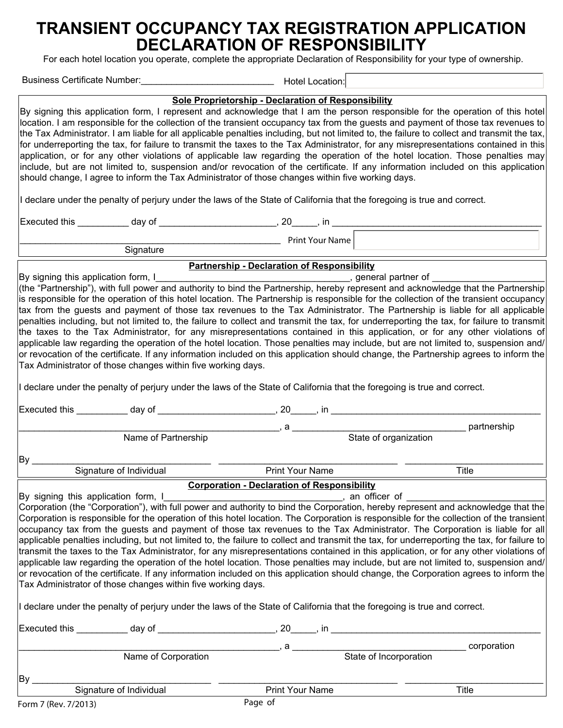# TRANSIENT OCCUPANCY TAX REGISTRATION APPLICATION DECLARATION OF RESPONSIBILITY

For each hotel location you operate, complete the appropriate Declaration of Responsibility for your type of ownership.

Business Certificate Number:__________________________ Hotel Location: __________________________

**Sole Proprietorship - Declaration of Responsibility**

By signing this application form, I represent and acknowledge that I am the person responsible for the operation of this hotel location. I am responsible for the collection of the transient occupancy tax from the guests and payment of those tax revenues to the Tax Administrator. I am liable for all applicable penalties including, but not limited to, the failure to collect and transmit the tax, for underreporting the tax, for failure to transmit the taxes to the Tax Administrator, for any misrepresentations contained in this application, or for any other violations of applicable law regarding the operation of the hotel location. Those penalties may include, but are not limited to, suspension and/or revocation of the certificate. If any information included on this application should change, I agree to inform the Tax Administrator of those changes within five working days.

I declare under the penalty of perjury under the laws of the State of California that the foregoing is true and correct.

Executed this __________ day of _______________________, 20_____, in ___________________________________________

_____________________________________________________ Print Your Name __________________________
Signature

**Partnership - Declaration of Responsibility**

By signing this application form, I_______________________________________, general partner of _______________________ (the "Partnership"), with full power and authority to bind the Partnership, hereby represent and acknowledge that the Partnership is responsible for the operation of this hotel location. The Partnership is responsible for the collection of the transient occupancy tax from the guests and payment of those tax revenues to the Tax Administrator. The Partnership is liable for all applicable penalties including, but not limited to, the failure to collect and transmit the tax, for underreporting the tax, for failure to transmit the taxes to the Tax Administrator, for any misrepresentations contained in this application, or for any other violations of applicable law regarding the operation of the hotel location. Those penalties may include, but are not limited to, suspension and/or revocation of the certificate. If any information included on this application should change, the Partnership agrees to inform the Tax Administrator of those changes within five working days.

I declare under the penalty of perjury under the laws of the State of California that the foregoing is true and correct.

Executed this __________ day of _______________________, 20_____, in ___________________________________________

_____________________________________________________, a __________________________________ partnership
Name of Partnership State of organization

By __________________________________ __________________________________ __________________________
Signature of Individual Print Your Name Title

**Corporation - Declaration of Responsibility**

By signing this application form, I____________________________________, an officer of __________________________ Corporation (the "Corporation"), with full power and authority to bind the Corporation, hereby represent and acknowledge that the Corporation is responsible for the operation of this hotel location. The Corporation is responsible for the collection of the transient occupancy tax from the guests and payment of those tax revenues to the Tax Administrator. The Corporation is liable for all applicable penalties including, but not limited to, the failure to collect and transmit the tax, for underreporting the tax, for failure to transmit the taxes to the Tax Administrator, for any misrepresentations contained in this application, or for any other violations of applicable law regarding the operation of the hotel location. Those penalties may include, but are not limited to, suspension and/or revocation of the certificate. If any information included on this application should change, the Corporation agrees to inform the Tax Administrator of those changes within five working days.

I declare under the penalty of perjury under the laws of the State of California that the foregoing is true and correct.

Executed this __________ day of _______________________, 20_____, in ___________________________________________

_____________________________________________________, a __________________________________ corporation
Name of Corporation State of Incorporation

By __________________________________ __________________________________ __________________________
Signature of Individual Print Your Name Title

Form 7 (Rev. 7/2013)